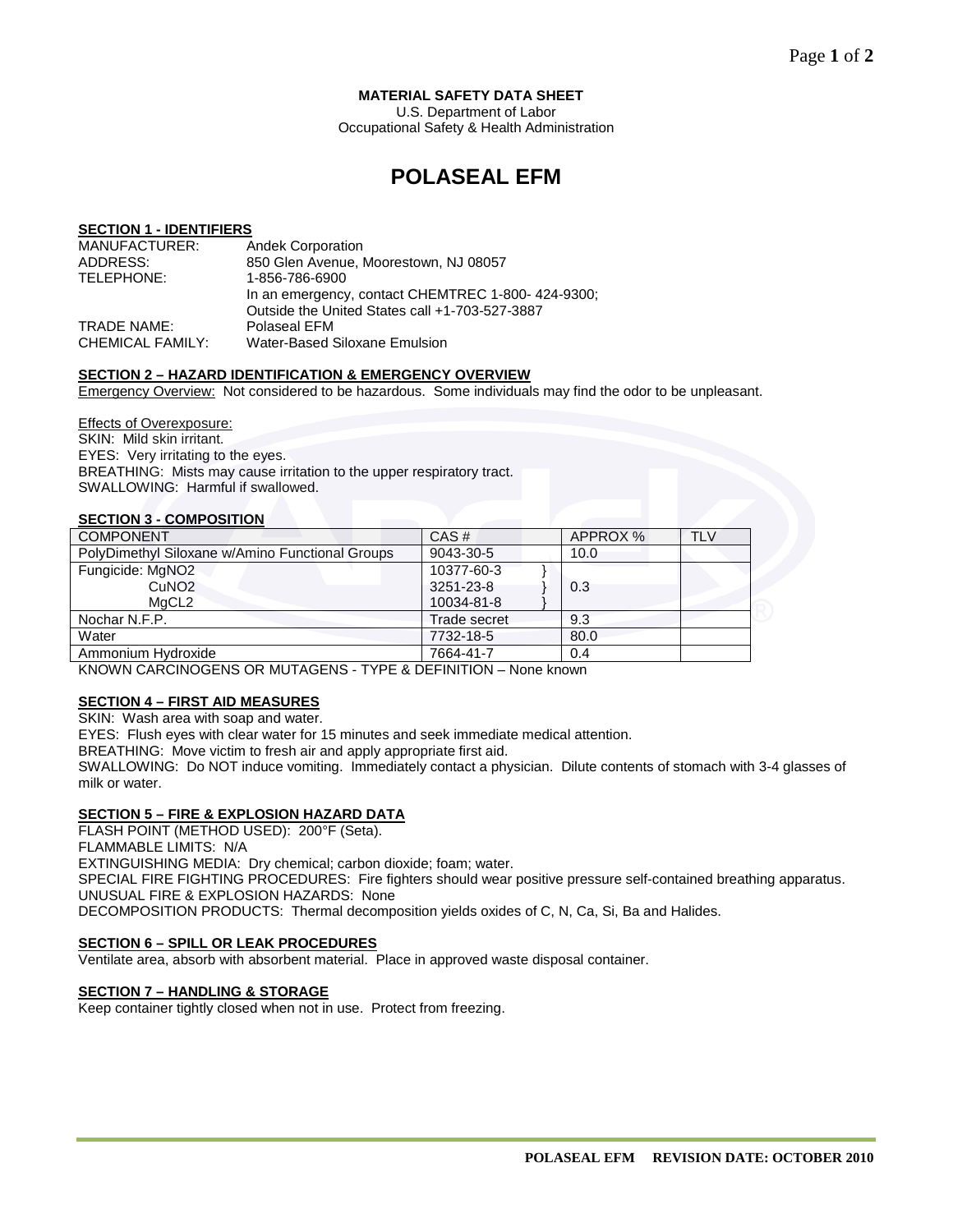**MATERIAL SAFETY DATA SHEET**
U.S. Department of Labor
Occupational Safety & Health Administration

# POLASEAL EFM

## SECTION 1 - IDENTIFIERS

MANUFACTURER: Andek Corporation
ADDRESS: 850 Glen Avenue, Moorestown, NJ 08057
TELEPHONE: 1-856-786-6900
In an emergency, contact CHEMTREC 1-800- 424-9300;
Outside the United States call +1-703-527-3887
TRADE NAME: Polaseal EFM
CHEMICAL FAMILY: Water-Based Siloxane Emulsion

## SECTION 2 – HAZARD IDENTIFICATION & EMERGENCY OVERVIEW

Emergency Overview: Not considered to be hazardous. Some individuals may find the odor to be unpleasant.

Effects of Overexposure:
SKIN: Mild skin irritant.
EYES: Very irritating to the eyes.
BREATHING: Mists may cause irritation to the upper respiratory tract.
SWALLOWING: Harmful if swallowed.

## SECTION 3 - COMPOSITION

| COMPONENT | CAS # | APPROX % | TLV |
|---|---|---|---|
| PolyDimethyl Siloxane w/Amino Functional Groups | 9043-30-5 | 10.0 | |
| Fungicide: MgNO2<br>CuNO2<br>MgCL2 | 10377-60-3<br>3251-23-8<br>10034-81-8 | 0.3 | |
| Nochar N.F.P. | Trade secret | 9.3 | |
| Water | 7732-18-5 | 80.0 | |
| Ammonium Hydroxide | 7664-41-7 | 0.4 | |

KNOWN CARCINOGENS OR MUTAGENS - TYPE & DEFINITION – None known

## SECTION 4 – FIRST AID MEASURES

SKIN: Wash area with soap and water.
EYES: Flush eyes with clear water for 15 minutes and seek immediate medical attention.
BREATHING: Move victim to fresh air and apply appropriate first aid.
SWALLOWING: Do NOT induce vomiting. Immediately contact a physician. Dilute contents of stomach with 3-4 glasses of milk or water.

## SECTION 5 – FIRE & EXPLOSION HAZARD DATA

FLASH POINT (METHOD USED): 200°F (Seta).
FLAMMABLE LIMITS: N/A
EXTINGUISHING MEDIA: Dry chemical; carbon dioxide; foam; water.
SPECIAL FIRE FIGHTING PROCEDURES: Fire fighters should wear positive pressure self-contained breathing apparatus.
UNUSUAL FIRE & EXPLOSION HAZARDS: None
DECOMPOSITION PRODUCTS: Thermal decomposition yields oxides of C, N, Ca, Si, Ba and Halides.

## SECTION 6 – SPILL OR LEAK PROCEDURES

Ventilate area, absorb with absorbent material. Place in approved waste disposal container.

## SECTION 7 – HANDLING & STORAGE

Keep container tightly closed when not in use. Protect from freezing.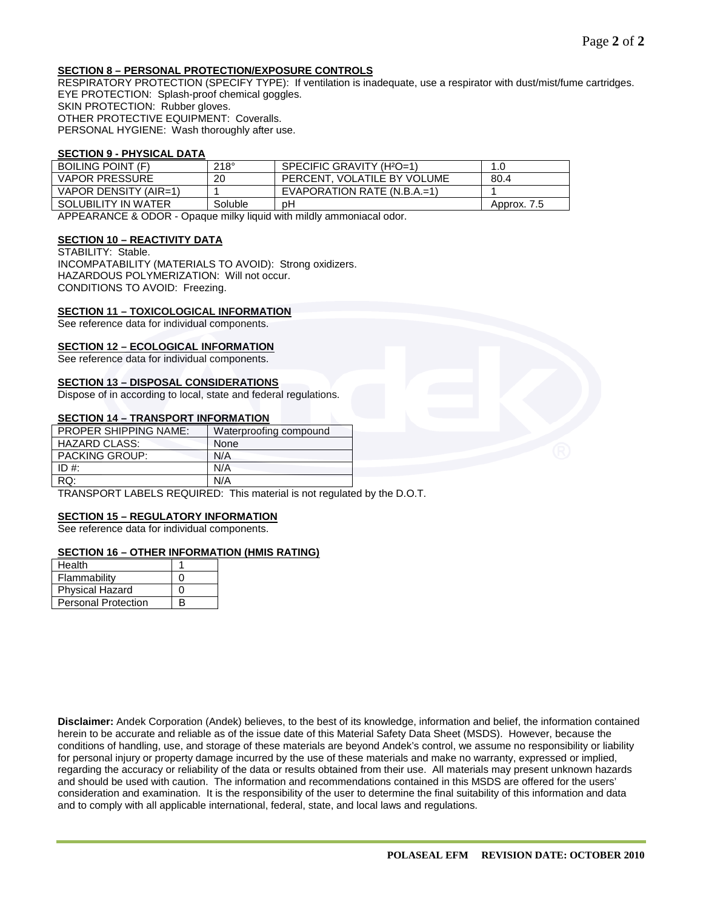**SECTION 8 – PERSONAL PROTECTION/EXPOSURE CONTROLS**

RESPIRATORY PROTECTION (SPECIFY TYPE): If ventilation is inadequate, use a respirator with dust/mist/fume cartridges.
EYE PROTECTION: Splash-proof chemical goggles.
SKIN PROTECTION: Rubber gloves.
OTHER PROTECTIVE EQUIPMENT: Coveralls.
PERSONAL HYGIENE: Wash thoroughly after use.

**SECTION 9 - PHYSICAL DATA**

| | | | |
|---|---|---|---|
| BOILING POINT (F) | 218° | SPECIFIC GRAVITY ($H^2O$=1) | 1.0 |
| VAPOR PRESSURE | 20 | PERCENT, VOLATILE BY VOLUME | 80.4 |
| VAPOR DENSITY (AIR=1) | 1 | EVAPORATION RATE (N.B.A.=1) | 1 |
| SOLUBILITY IN WATER | Soluble | pH | Approx. 7.5 |

APPEARANCE & ODOR - Opaque milky liquid with mildly ammoniacal odor.

**SECTION 10 – REACTIVITY DATA**

STABILITY: Stable.
INCOMPATABILITY (MATERIALS TO AVOID): Strong oxidizers.
HAZARDOUS POLYMERIZATION: Will not occur.
CONDITIONS TO AVOID: Freezing.

**SECTION 11 – TOXICOLOGICAL INFORMATION**

See reference data for individual components.

**SECTION 12 – ECOLOGICAL INFORMATION**

See reference data for individual components.

**SECTION 13 – DISPOSAL CONSIDERATIONS**

Dispose of in according to local, state and federal regulations.

**SECTION 14 – TRANSPORT INFORMATION**

| | |
|---|---|
| PROPER SHIPPING NAME: | Waterproofing compound |
| HAZARD CLASS: | None |
| PACKING GROUP: | N/A |
| ID #: | N/A |
| RQ: | N/A |

TRANSPORT LABELS REQUIRED: This material is not regulated by the D.O.T.

**SECTION 15 – REGULATORY INFORMATION**

See reference data for individual components.

**SECTION 16 – OTHER INFORMATION (HMIS RATING)**

| | |
|---|---|
| Health | 1 |
| Flammability | 0 |
| Physical Hazard | 0 |
| Personal Protection | B |

**Disclaimer:** Andek Corporation (Andek) believes, to the best of its knowledge, information and belief, the information contained herein to be accurate and reliable as of the issue date of this Material Safety Data Sheet (MSDS). However, because the conditions of handling, use, and storage of these materials are beyond Andek's control, we assume no responsibility or liability for personal injury or property damage incurred by the use of these materials and make no warranty, expressed or implied, regarding the accuracy or reliability of the data or results obtained from their use. All materials may present unknown hazards and should be used with caution. The information and recommendations contained in this MSDS are offered for the users' consideration and examination. It is the responsibility of the user to determine the final suitability of this information and data and to comply with all applicable international, federal, state, and local laws and regulations.